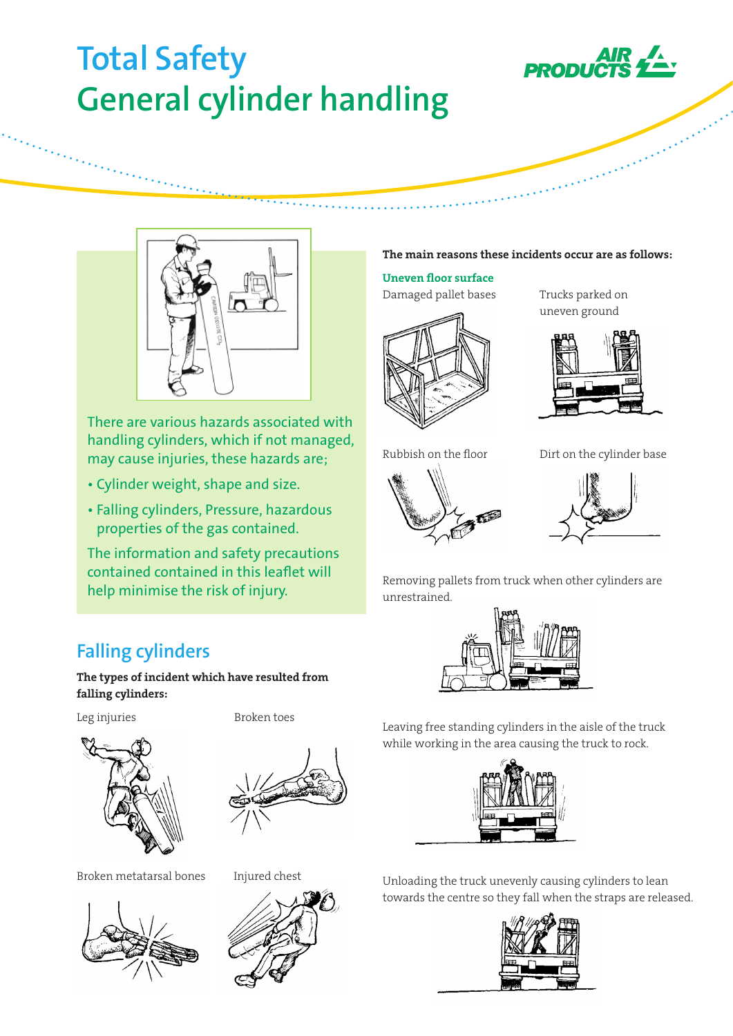# Total Safety
# General cylinder handling

There are various hazards associated with handling cylinders, which if not managed, may cause injuries, these hazards are;

- Cylinder weight, shape and size.
- Falling cylinders, Pressure, hazardous properties of the gas contained.

The information and safety precautions contained contained in this leaflet will help minimise the risk of injury.

## Falling cylinders

**The types of incident which have resulted from falling cylinders:**

Leg injuries

Broken toes

Broken metatarsal bones

Injured chest

**The main reasons these incidents occur are as follows:**

**Uneven floor surface**

Damaged pallet bases

Trucks parked on uneven ground

Rubbish on the floor

Dirt on the cylinder base

Removing pallets from truck when other cylinders are unrestrained.

Leaving free standing cylinders in the aisle of the truck while working in the area causing the truck to rock.

Unloading the truck unevenly causing cylinders to lean towards the centre so they fall when the straps are released.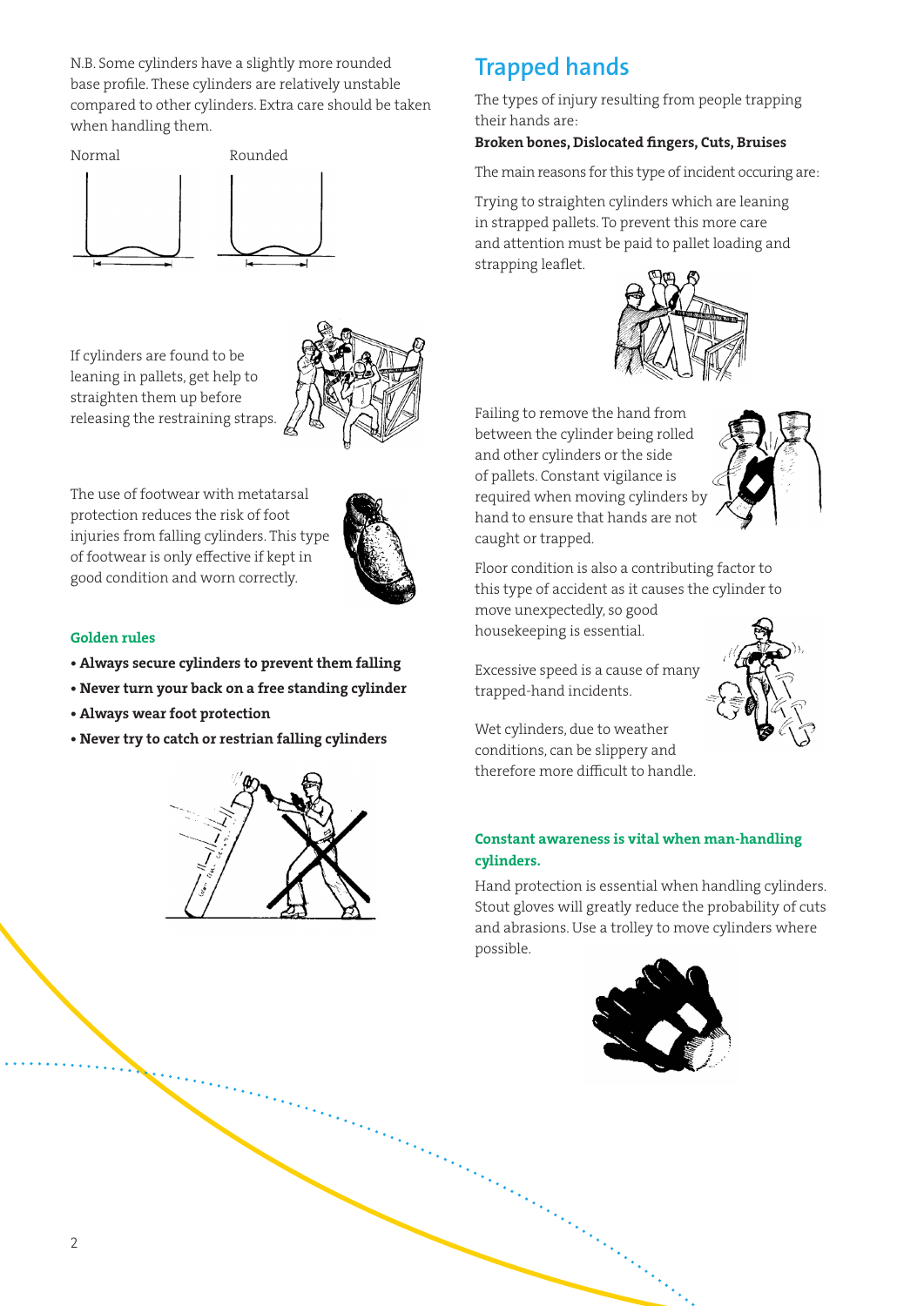N.B. Some cylinders have a slightly more rounded base profile. These cylinders are relatively unstable compared to other cylinders. Extra care should be taken when handling them.

Normal

Rounded

If cylinders are found to be leaning in pallets, get help to straighten them up before releasing the restraining straps.

The use of footwear with metatarsal protection reduces the risk of foot injuries from falling cylinders. This type of footwear is only effective if kept in good condition and worn correctly.

**Golden rules**

- **Always secure cylinders to prevent them falling**
- **Never turn your back on a free standing cylinder**
- **Always wear foot protection**
- **Never try to catch or restrian falling cylinders**

## Trapped hands

The types of injury resulting from people trapping their hands are:

**Broken bones, Dislocated fingers, Cuts, Bruises**

The main reasons for this type of incident occuring are:

Trying to straighten cylinders which are leaning in strapped pallets. To prevent this more care and attention must be paid to pallet loading and strapping leaflet.

Failing to remove the hand from between the cylinder being rolled and other cylinders or the side of pallets. Constant vigilance is required when moving cylinders by hand to ensure that hands are not caught or trapped.

Floor condition is also a contributing factor to this type of accident as it causes the cylinder to move unexpectedly, so good housekeeping is essential.

Excessive speed is a cause of many trapped-hand incidents.

Wet cylinders, due to weather conditions, can be slippery and therefore more difficult to handle.

**Constant awareness is vital when man-handling cylinders.**

Hand protection is essential when handling cylinders. Stout gloves will greatly reduce the probability of cuts and abrasions. Use a trolley to move cylinders where possible.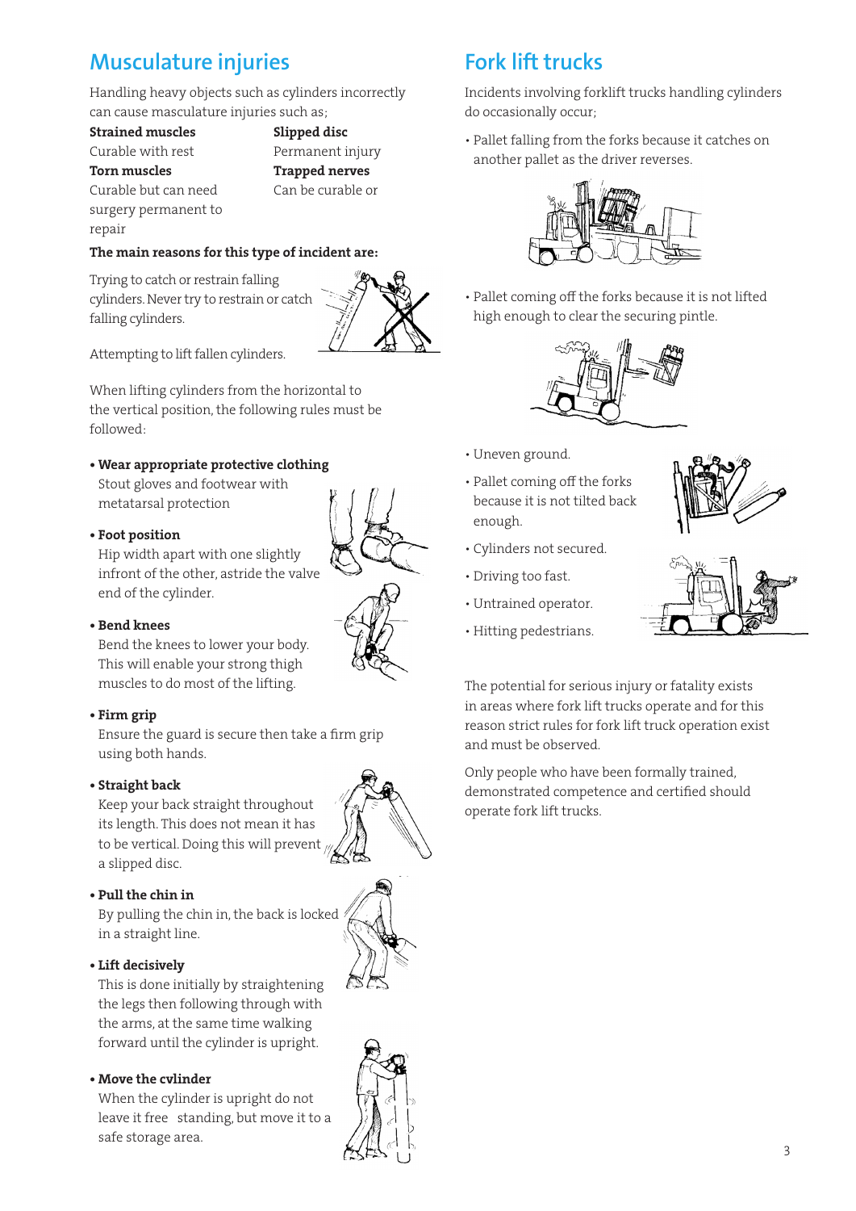## Musculature injuries

Handling heavy objects such as cylinders incorrectly can cause masculature injuries such as;

**Strained muscles**
Curable with rest

**Torn muscles**
Curable but can need surgery permanent to repair

**Slipped disc**
Permanent injury

**Trapped nerves**
Can be curable or

**The main reasons for this type of incident are:**

Trying to catch or restrain falling cylinders. Never try to restrain or catch falling cylinders.

Attempting to lift fallen cylinders.

When lifting cylinders from the horizontal to the vertical position, the following rules must be followed:

- **Wear appropriate protective clothing**
  Stout gloves and footwear with metatarsal protection

- **Foot position**
  Hip width apart with one slightly infront of the other, astride the valve end of the cylinder.

- **Bend knees**
  Bend the knees to lower your body. This will enable your strong thigh muscles to do most of the lifting.

- **Firm grip**
  Ensure the guard is secure then take a firm grip using both hands.

- **Straight back**
  Keep your back straight throughout its length. This does not mean it has to be vertical. Doing this will prevent a slipped disc.

- **Pull the chin in**
  By pulling the chin in, the back is locked in a straight line.

- **Lift decisively**
  This is done initially by straightening the legs then following through with the arms, at the same time walking forward until the cylinder is upright.

- **Move the cvlinder**
  When the cylinder is upright do not leave it free standing, but move it to a safe storage area.

## Fork lift trucks

Incidents involving forklift trucks handling cylinders do occasionally occur;

- Pallet falling from the forks because it catches on another pallet as the driver reverses.
- Pallet coming off the forks because it is not lifted high enough to clear the securing pintle.
- Uneven ground.
- Pallet coming off the forks because it is not tilted back enough.
- Cylinders not secured.
- Driving too fast.
- Untrained operator.
- Hitting pedestrians.

The potential for serious injury or fatality exists in areas where fork lift trucks operate and for this reason strict rules for fork lift truck operation exist and must be observed.

Only people who have been formally trained, demonstrated competence and certified should operate fork lift trucks.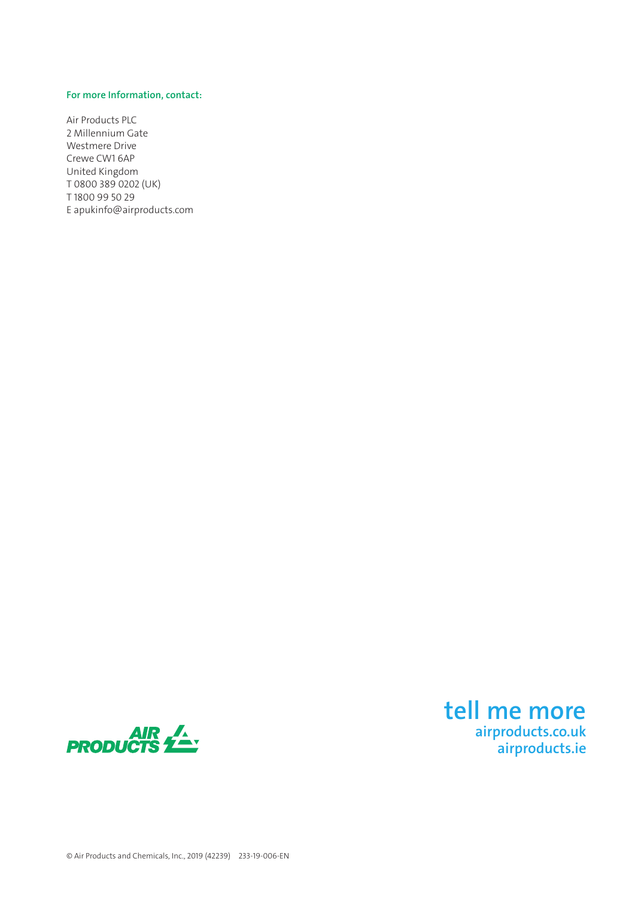**For more Information, contact:**

Air Products PLC
2 Millennium Gate
Westmere Drive
Crewe CW1 6AP
United Kingdom
T 0800 389 0202 (UK)
T 1800 99 50 29
E apukinfo@airproducts.com

AIR PRODUCTS

**tell me more**
**airproducts.co.uk**
**airproducts.ie**

© Air Products and Chemicals, Inc., 2019 (42239) 233-19-006-EN